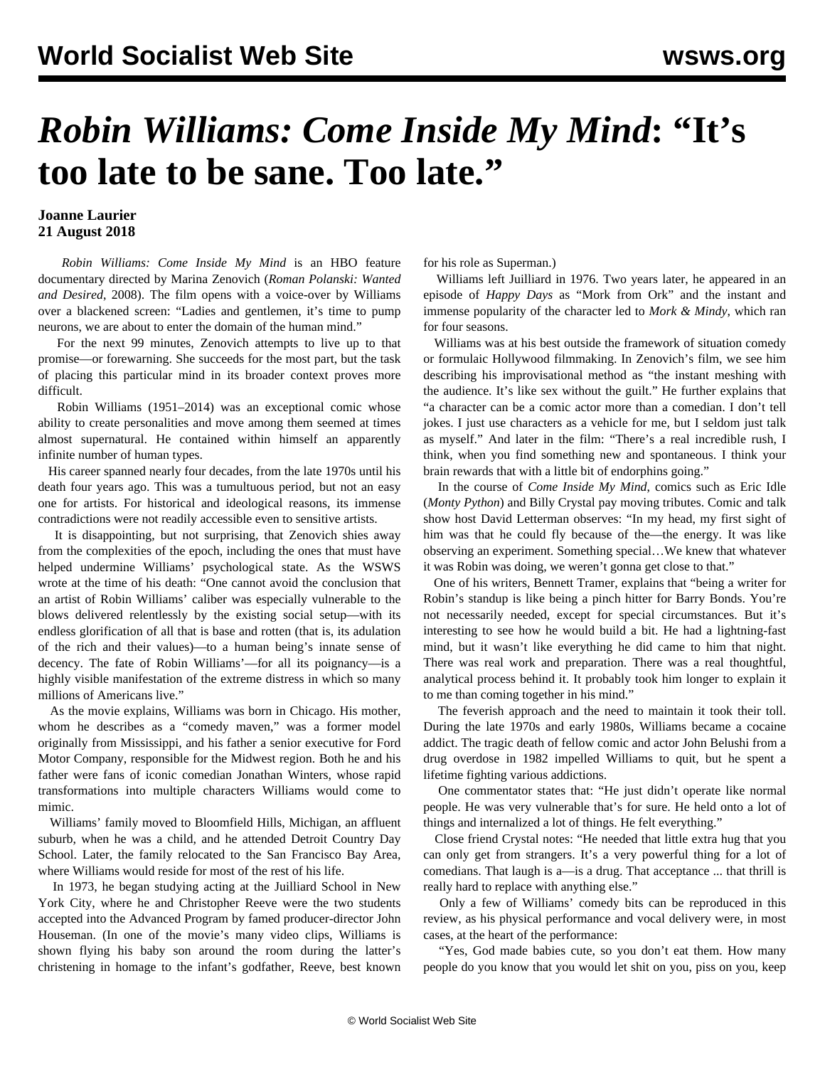# *Robin Williams: Come Inside My Mind*: "It's too late to be sane. Too late."

**Joanne Laurier**
**21 August 2018**

*Robin Williams: Come Inside My Mind* is an HBO feature documentary directed by Marina Zenovich (*Roman Polanski: Wanted and Desired*, 2008). The film opens with a voice-over by Williams over a blackened screen: "Ladies and gentlemen, it's time to pump neurons, we are about to enter the domain of the human mind."

For the next 99 minutes, Zenovich attempts to live up to that promise—or forewarning. She succeeds for the most part, but the task of placing this particular mind in its broader context proves more difficult.

Robin Williams (1951–2014) was an exceptional comic whose ability to create personalities and move among them seemed at times almost supernatural. He contained within himself an apparently infinite number of human types.

His career spanned nearly four decades, from the late 1970s until his death four years ago. This was a tumultuous period, but not an easy one for artists. For historical and ideological reasons, its immense contradictions were not readily accessible even to sensitive artists.

It is disappointing, but not surprising, that Zenovich shies away from the complexities of the epoch, including the ones that must have helped undermine Williams' psychological state. As the WSWS wrote at the time of his death: "One cannot avoid the conclusion that an artist of Robin Williams' caliber was especially vulnerable to the blows delivered relentlessly by the existing social setup—with its endless glorification of all that is base and rotten (that is, its adulation of the rich and their values)—to a human being's innate sense of decency. The fate of Robin Williams'—for all its poignancy—is a highly visible manifestation of the extreme distress in which so many millions of Americans live."

As the movie explains, Williams was born in Chicago. His mother, whom he describes as a "comedy maven," was a former model originally from Mississippi, and his father a senior executive for Ford Motor Company, responsible for the Midwest region. Both he and his father were fans of iconic comedian Jonathan Winters, whose rapid transformations into multiple characters Williams would come to mimic.

Williams' family moved to Bloomfield Hills, Michigan, an affluent suburb, when he was a child, and he attended Detroit Country Day School. Later, the family relocated to the San Francisco Bay Area, where Williams would reside for most of the rest of his life.

In 1973, he began studying acting at the Juilliard School in New York City, where he and Christopher Reeve were the two students accepted into the Advanced Program by famed producer-director John Houseman. (In one of the movie's many video clips, Williams is shown flying his baby son around the room during the latter's christening in homage to the infant's godfather, Reeve, best known for his role as Superman.)

Williams left Juilliard in 1976. Two years later, he appeared in an episode of *Happy Days* as "Mork from Ork" and the instant and immense popularity of the character led to *Mork & Mindy*, which ran for four seasons.

Williams was at his best outside the framework of situation comedy or formulaic Hollywood filmmaking. In Zenovich's film, we see him describing his improvisational method as "the instant meshing with the audience. It's like sex without the guilt." He further explains that "a character can be a comic actor more than a comedian. I don't tell jokes. I just use characters as a vehicle for me, but I seldom just talk as myself." And later in the film: "There's a real incredible rush, I think, when you find something new and spontaneous. I think your brain rewards that with a little bit of endorphins going."

In the course of *Come Inside My Mind*, comics such as Eric Idle (*Monty Python*) and Billy Crystal pay moving tributes. Comic and talk show host David Letterman observes: "In my head, my first sight of him was that he could fly because of the—the energy. It was like observing an experiment. Something special…We knew that whatever it was Robin was doing, we weren't gonna get close to that."

One of his writers, Bennett Tramer, explains that "being a writer for Robin's standup is like being a pinch hitter for Barry Bonds. You're not necessarily needed, except for special circumstances. But it's interesting to see how he would build a bit. He had a lightning-fast mind, but it wasn't like everything he did came to him that night. There was real work and preparation. There was a real thoughtful, analytical process behind it. It probably took him longer to explain it to me than coming together in his mind."

The feverish approach and the need to maintain it took their toll. During the late 1970s and early 1980s, Williams became a cocaine addict. The tragic death of fellow comic and actor John Belushi from a drug overdose in 1982 impelled Williams to quit, but he spent a lifetime fighting various addictions.

One commentator states that: "He just didn't operate like normal people. He was very vulnerable that's for sure. He held onto a lot of things and internalized a lot of things. He felt everything."

Close friend Crystal notes: "He needed that little extra hug that you can only get from strangers. It's a very powerful thing for a lot of comedians. That laugh is a—is a drug. That acceptance ... that thrill is really hard to replace with anything else."

Only a few of Williams' comedy bits can be reproduced in this review, as his physical performance and vocal delivery were, in most cases, at the heart of the performance:

"Yes, God made babies cute, so you don't eat them. How many people do you know that you would let shit on you, piss on you, keep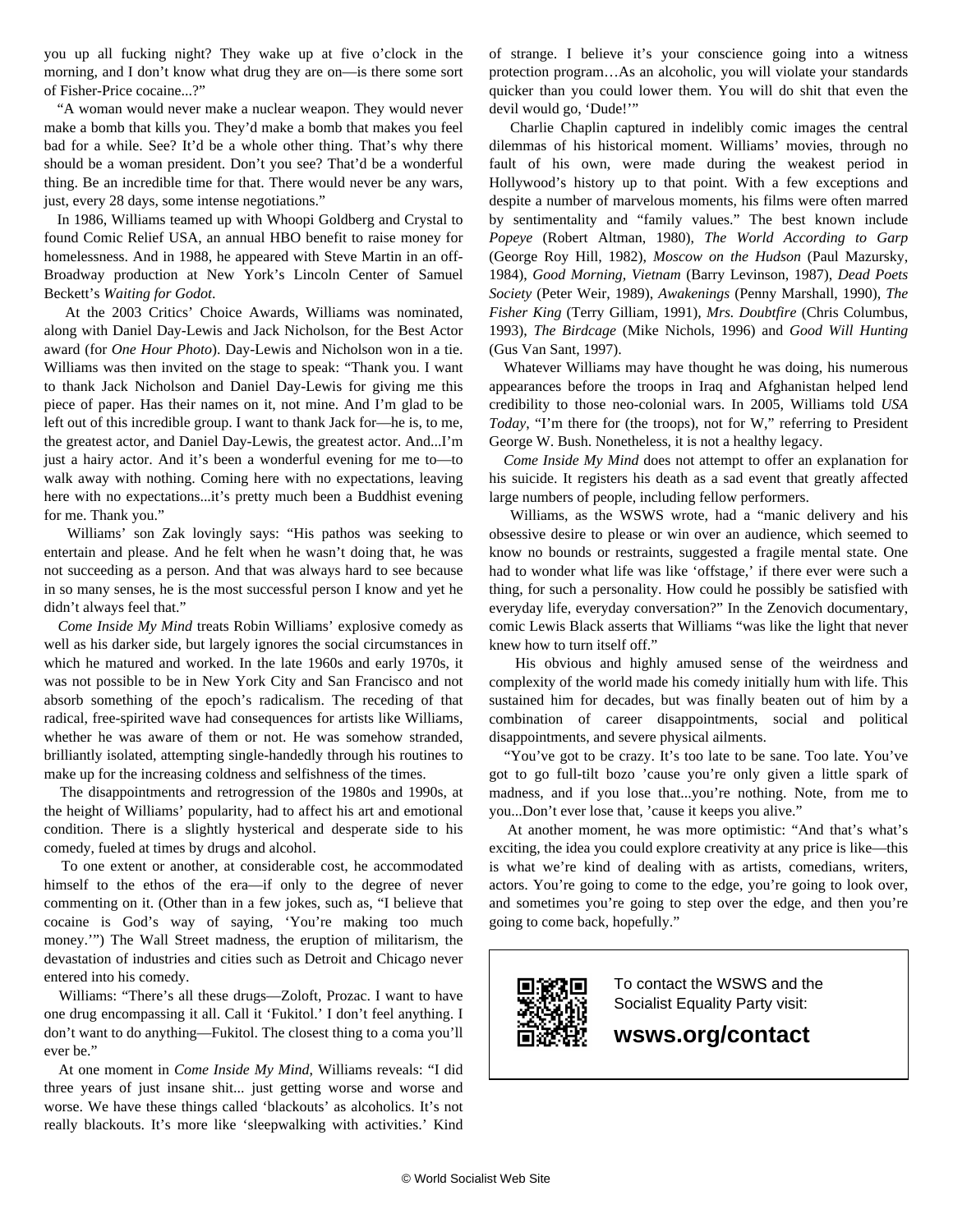you up all fucking night? They wake up at five o'clock in the morning, and I don't know what drug they are on—is there some sort of Fisher-Price cocaine...?"

"A woman would never make a nuclear weapon. They would never make a bomb that kills you. They'd make a bomb that makes you feel bad for a while. See? It'd be a whole other thing. That's why there should be a woman president. Don't you see? That'd be a wonderful thing. Be an incredible time for that. There would never be any wars, just, every 28 days, some intense negotiations."

In 1986, Williams teamed up with Whoopi Goldberg and Crystal to found Comic Relief USA, an annual HBO benefit to raise money for homelessness. And in 1988, he appeared with Steve Martin in an off-Broadway production at New York's Lincoln Center of Samuel Beckett's *Waiting for Godot*.

At the 2003 Critics' Choice Awards, Williams was nominated, along with Daniel Day-Lewis and Jack Nicholson, for the Best Actor award (for *One Hour Photo*). Day-Lewis and Nicholson won in a tie. Williams was then invited on the stage to speak: "Thank you. I want to thank Jack Nicholson and Daniel Day-Lewis for giving me this piece of paper. Has their names on it, not mine. And I'm glad to be left out of this incredible group. I want to thank Jack for—he is, to me, the greatest actor, and Daniel Day-Lewis, the greatest actor. And...I'm just a hairy actor. And it's been a wonderful evening for me to—to walk away with nothing. Coming here with no expectations, leaving here with no expectations...it's pretty much been a Buddhist evening for me. Thank you."

Williams' son Zak lovingly says: "His pathos was seeking to entertain and please. And he felt when he wasn't doing that, he was not succeeding as a person. And that was always hard to see because in so many senses, he is the most successful person I know and yet he didn't always feel that."

*Come Inside My Mind* treats Robin Williams' explosive comedy as well as his darker side, but largely ignores the social circumstances in which he matured and worked. In the late 1960s and early 1970s, it was not possible to be in New York City and San Francisco and not absorb something of the epoch's radicalism. The receding of that radical, free-spirited wave had consequences for artists like Williams, whether he was aware of them or not. He was somehow stranded, brilliantly isolated, attempting single-handedly through his routines to make up for the increasing coldness and selfishness of the times.

The disappointments and retrogression of the 1980s and 1990s, at the height of Williams' popularity, had to affect his art and emotional condition. There is a slightly hysterical and desperate side to his comedy, fueled at times by drugs and alcohol.

To one extent or another, at considerable cost, he accommodated himself to the ethos of the era—if only to the degree of never commenting on it. (Other than in a few jokes, such as, "I believe that cocaine is God's way of saying, 'You're making too much money.'") The Wall Street madness, the eruption of militarism, the devastation of industries and cities such as Detroit and Chicago never entered into his comedy.

Williams: "There's all these drugs—Zoloft, Prozac. I want to have one drug encompassing it all. Call it 'Fukitol.' I don't feel anything. I don't want to do anything—Fukitol. The closest thing to a coma you'll ever be."

At one moment in *Come Inside My Mind*, Williams reveals: "I did three years of just insane shit... just getting worse and worse and worse. We have these things called 'blackouts' as alcoholics. It's not really blackouts. It's more like 'sleepwalking with activities.' Kind of strange. I believe it's your conscience going into a witness protection program…As an alcoholic, you will violate your standards quicker than you could lower them. You will do shit that even the devil would go, 'Dude!'"

Charlie Chaplin captured in indelibly comic images the central dilemmas of his historical moment. Williams' movies, through no fault of his own, were made during the weakest period in Hollywood's history up to that point. With a few exceptions and despite a number of marvelous moments, his films were often marred by sentimentality and "family values." The best known include *Popeye* (Robert Altman, 1980), *The World According to Garp* (George Roy Hill, 1982), *Moscow on the Hudson* (Paul Mazursky, 1984), *Good Morning, Vietnam* (Barry Levinson, 1987), *Dead Poets Society* (Peter Weir, 1989), *Awakenings* (Penny Marshall, 1990), *The Fisher King* (Terry Gilliam, 1991), *Mrs. Doubtfire* (Chris Columbus, 1993), *The Birdcage* (Mike Nichols, 1996) and *Good Will Hunting* (Gus Van Sant, 1997).

Whatever Williams may have thought he was doing, his numerous appearances before the troops in Iraq and Afghanistan helped lend credibility to those neo-colonial wars. In 2005, Williams told *USA Today*, "I'm there for (the troops), not for W," referring to President George W. Bush. Nonetheless, it is not a healthy legacy.

*Come Inside My Mind* does not attempt to offer an explanation for his suicide. It registers his death as a sad event that greatly affected large numbers of people, including fellow performers.

Williams, as the WSWS wrote, had a "manic delivery and his obsessive desire to please or win over an audience, which seemed to know no bounds or restraints, suggested a fragile mental state. One had to wonder what life was like 'offstage,' if there ever were such a thing, for such a personality. How could he possibly be satisfied with everyday life, everyday conversation?" In the Zenovich documentary, comic Lewis Black asserts that Williams "was like the light that never knew how to turn itself off."

His obvious and highly amused sense of the weirdness and complexity of the world made his comedy initially hum with life. This sustained him for decades, but was finally beaten out of him by a combination of career disappointments, social and political disappointments, and severe physical ailments.

"You've got to be crazy. It's too late to be sane. Too late. You've got to go full-tilt bozo 'cause you're only given a little spark of madness, and if you lose that...you're nothing. Note, from me to you...Don't ever lose that, 'cause it keeps you alive."

At another moment, he was more optimistic: "And that's what's exciting, the idea you could explore creativity at any price is like—this is what we're kind of dealing with as artists, comedians, writers, actors. You're going to come to the edge, you're going to look over, and sometimes you're going to step over the edge, and then you're going to come back, hopefully."

To contact the WSWS and the Socialist Equality Party visit:

**wsws.org/contact**